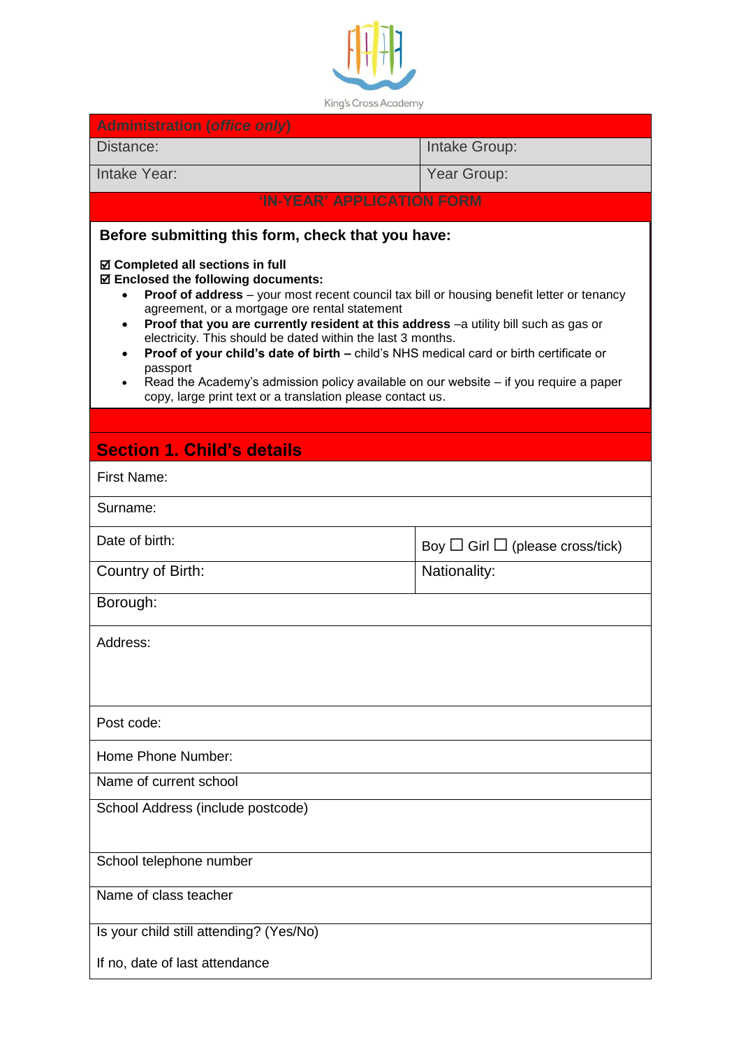King's Cross Academy

| Administration (*office only*) | |
|---|---|
| Distance: | Intake Group: |
| Intake Year: | Year Group: |

## 'IN-YEAR' APPLICATION FORM

**Before submitting this form, check that you have:**

☑ **Completed all sections in full**
☑ **Enclosed the following documents:**

- **Proof of address** – your most recent council tax bill or housing benefit letter or tenancy agreement, or a mortgage ore rental statement
- **Proof that you are currently resident at this address** –a utility bill such as gas or electricity. This should be dated within the last 3 months.
- **Proof of your child's date of birth –** child's NHS medical card or birth certificate or passport
- Read the Academy's admission policy available on our website – if you require a paper copy, large print text or a translation please contact us.

## Section 1. Child's details

| First Name: | |
|---|---|
| Surname: | |
| Date of birth: | Boy ☐ Girl ☐ (please cross/tick) |
| Country of Birth: | Nationality: |
| Borough: | |
| Address: | |
| Post code: | |
| Home Phone Number: | |
| Name of current school | |
| School Address (include postcode) | |
| School telephone number | |
| Name of class teacher | |
| Is your child still attending? (Yes/No)<br><br>If no, date of last attendance | |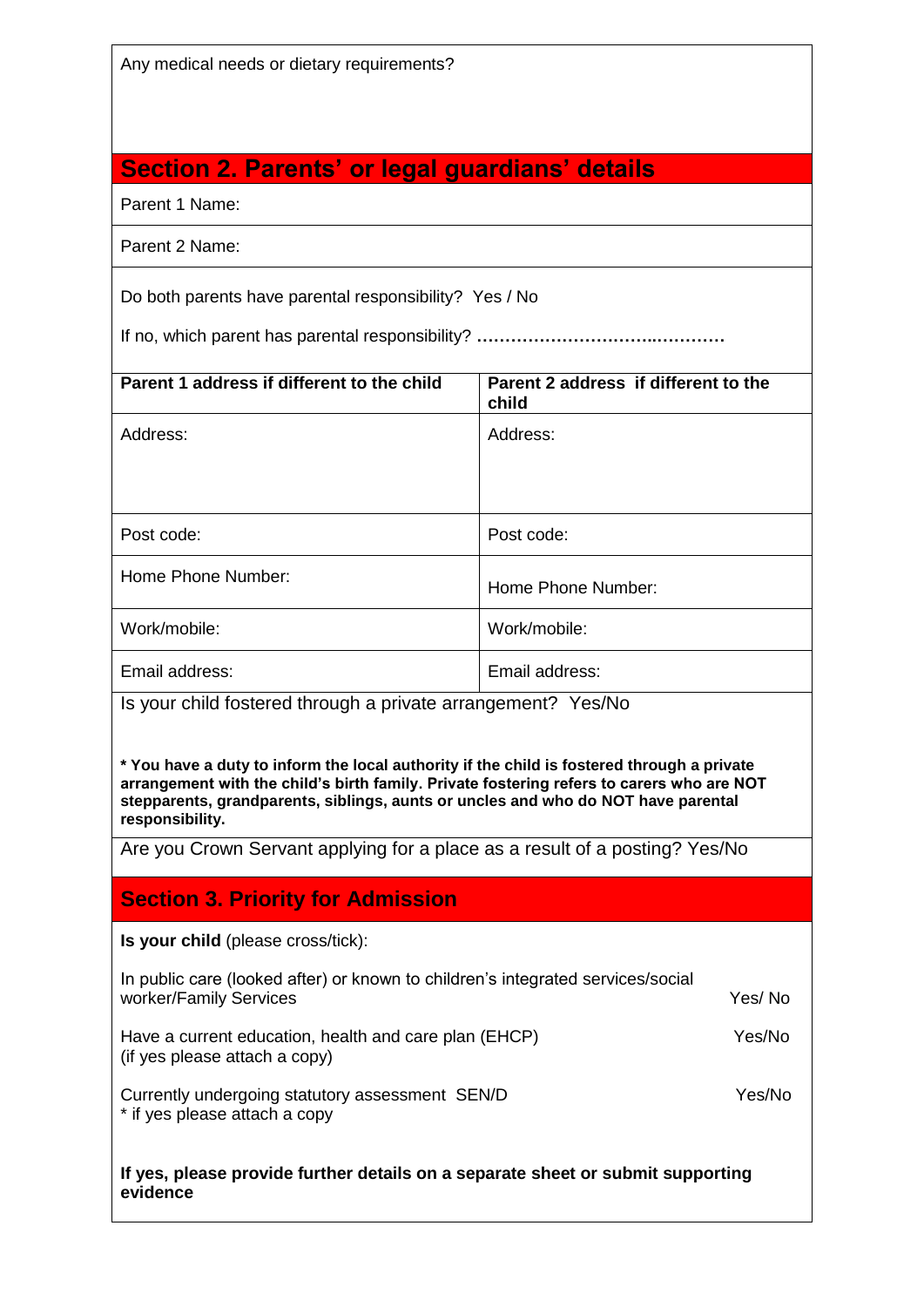Any medical needs or dietary requirements?

## Section 2. Parents' or legal guardians' details

Parent 1 Name:

Parent 2 Name:

Do both parents have parental responsibility? Yes / No

If no, which parent has parental responsibility? **……………………….………….**

| Parent 1 address if different to the child | Parent 2 address if different to the child |
|---|---|
| Address: | Address: |
| Post code: | Post code: |
| Home Phone Number: | Home Phone Number: |
| Work/mobile: | Work/mobile: |
| Email address: | Email address: |

Is your child fostered through a private arrangement? Yes/No

**\* You have a duty to inform the local authority if the child is fostered through a private arrangement with the child's birth family. Private fostering refers to carers who are NOT stepparents, grandparents, siblings, aunts or uncles and who do NOT have parental responsibility.**

Are you Crown Servant applying for a place as a result of a posting? Yes/No

## Section 3. Priority for Admission

**Is your child** (please cross/tick):

| | |
|---|---|
| In public care (looked after) or known to children's integrated services/social worker/Family Services | Yes/ No |
| Have a current education, health and care plan (EHCP) (if yes please attach a copy) | Yes/No |
| Currently undergoing statutory assessment SEN/D<br>* if yes please attach a copy | Yes/No |

**If yes, please provide further details on a separate sheet or submit supporting evidence**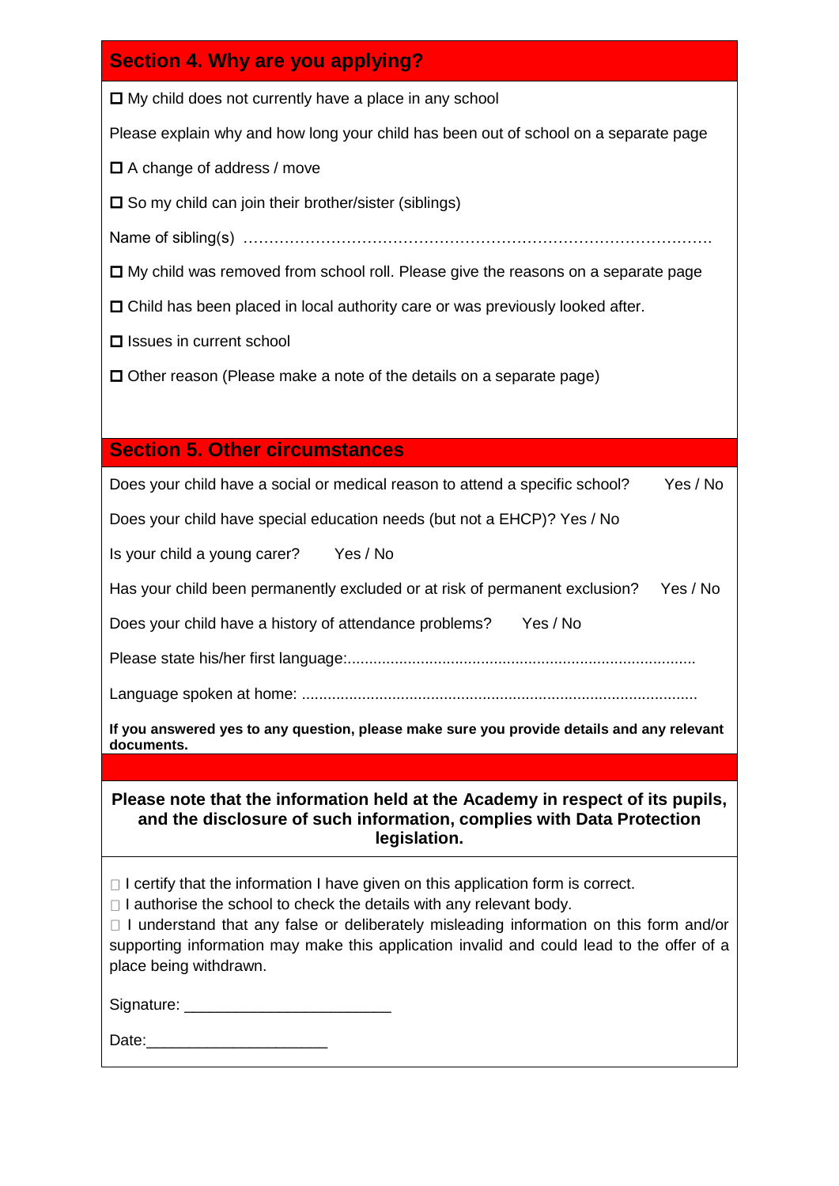## Section 4. Why are you applying?

☐ My child does not currently have a place in any school

Please explain why and how long your child has been out of school on a separate page

☐ A change of address / move

☐ So my child can join their brother/sister (siblings)

Name of sibling(s) ………………………………………………………………………………

☐ My child was removed from school roll. Please give the reasons on a separate page

☐ Child has been placed in local authority care or was previously looked after.

☐ Issues in current school

☐ Other reason (Please make a note of the details on a separate page)

## Section 5. Other circumstances

Does your child have a social or medical reason to attend a specific school? Yes / No

Does your child have special education needs (but not a EHCP)? Yes / No

Is your child a young carer? Yes / No

Has your child been permanently excluded or at risk of permanent exclusion? Yes / No

Does your child have a history of attendance problems? Yes / No

Please state his/her first language:................................................................................

Language spoken at home: ..........................................................................................

**If you answered yes to any question, please make sure you provide details and any relevant documents.**

**Please note that the information held at the Academy in respect of its pupils, and the disclosure of such information, complies with Data Protection legislation.**

☐ I certify that the information I have given on this application form is correct.
☐ I authorise the school to check the details with any relevant body.
☐ I understand that any false or deliberately misleading information on this form and/or supporting information may make this application invalid and could lead to the offer of a place being withdrawn.

Signature: _______________________

Date:_____________________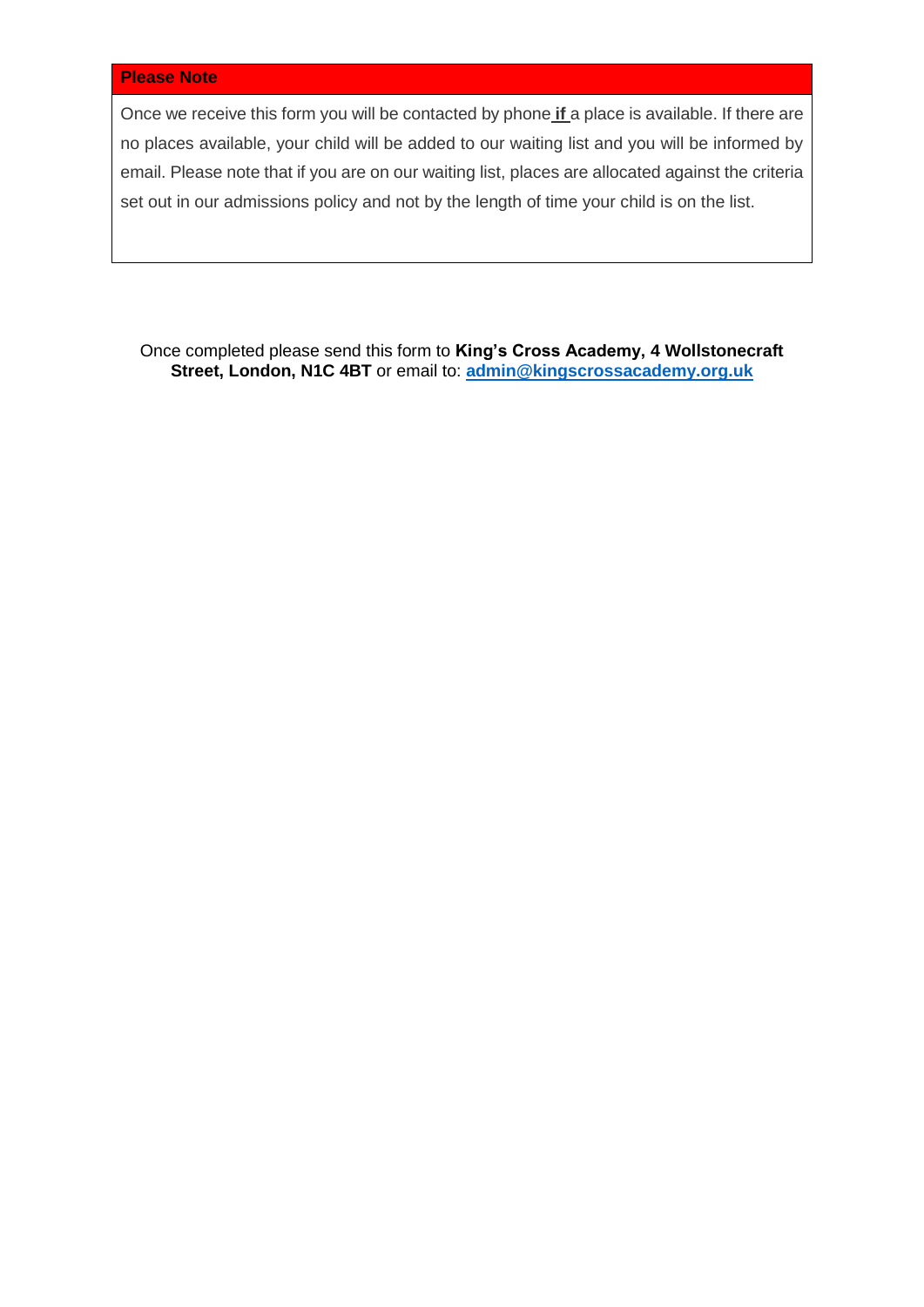**Please Note**

Once we receive this form you will be contacted by phone **if** a place is available. If there are no places available, your child will be added to our waiting list and you will be informed by email. Please note that if you are on our waiting list, places are allocated against the criteria set out in our admissions policy and not by the length of time your child is on the list.

Once completed please send this form to **King's Cross Academy, 4 Wollstonecraft Street, London, N1C 4BT** or email to: **admin@kingscrossacademy.org.uk**